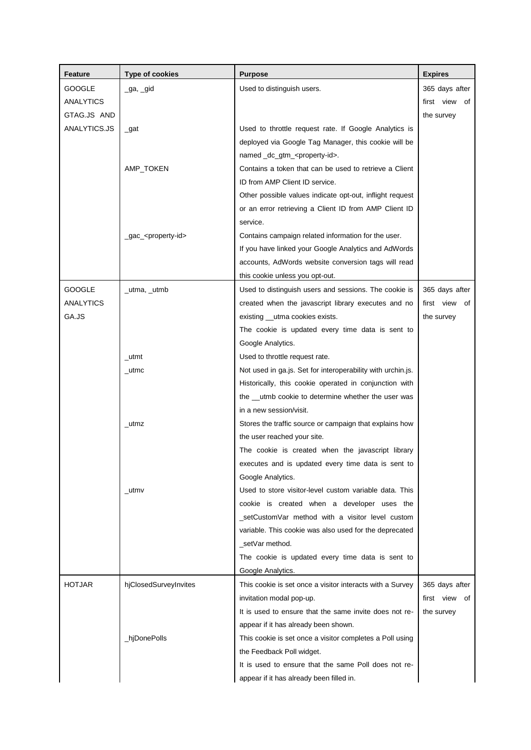| Feature | Type of cookies | Purpose | Expires |
| --- | --- | --- | --- |
| GOOGLE ANALYTICS GTAG.JS AND ANALYTICS.JS | _ga, _gid | Used to distinguish users. | 365 days after first view of the survey |
| | _gat | Used to throttle request rate. If Google Analytics is deployed via Google Tag Manager, this cookie will be named _dc_gtm_<property-id>. | |
| | AMP_TOKEN | Contains a token that can be used to retrieve a Client ID from AMP Client ID service.<br>Other possible values indicate opt-out, inflight request or an error retrieving a Client ID from AMP Client ID service. | |
| | _gac_<property-id> | Contains campaign related information for the user.<br>If you have linked your Google Analytics and AdWords accounts, AdWords website conversion tags will read this cookie unless you opt-out. | |
| GOOGLE ANALYTICS GA.JS | _utma, _utmb | Used to distinguish users and sessions. The cookie is created when the javascript library executes and no existing __utma cookies exists.<br>The cookie is updated every time data is sent to Google Analytics. | 365 days after first view of the survey |
| | _utmt | Used to throttle request rate. | |
| | _utmc | Not used in ga.js. Set for interoperability with urchin.js. Historically, this cookie operated in conjunction with the __utmb cookie to determine whether the user was in a new session/visit. | |
| | _utmz | Stores the traffic source or campaign that explains how the user reached your site.<br>The cookie is created when the javascript library executes and is updated every time data is sent to Google Analytics. | |
| | _utmv | Used to store visitor-level custom variable data. This cookie is created when a developer uses the _setCustomVar method with a visitor level custom variable. This cookie was also used for the deprecated _setVar method.<br>The cookie is updated every time data is sent to Google Analytics. | |
| HOTJAR | hjClosedSurveyInvites | This cookie is set once a visitor interacts with a Survey invitation modal pop-up.<br>It is used to ensure that the same invite does not re-appear if it has already been shown. | 365 days after first view of the survey |
| | _hjDonePolls | This cookie is set once a visitor completes a Poll using the Feedback Poll widget.<br>It is used to ensure that the same Poll does not re-appear if it has already been filled in. | |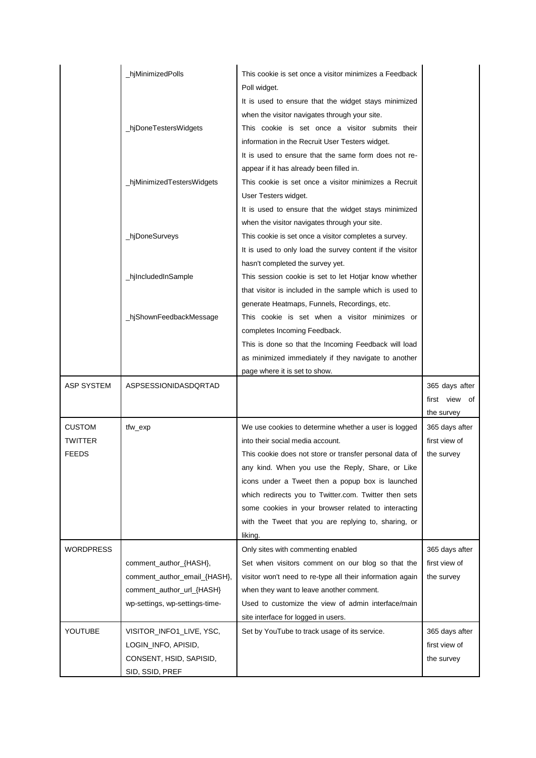| | | | |
|---|---|---|---|
| | _hjMinimizedPolls | This cookie is set once a visitor minimizes a Feedback Poll widget. It is used to ensure that the widget stays minimized when the visitor navigates through your site. | |
| | _hjDoneTestersWidgets | This cookie is set once a visitor submits their information in the Recruit User Testers widget. It is used to ensure that the same form does not re-appear if it has already been filled in. | |
| | _hjMinimizedTestersWidgets | This cookie is set once a visitor minimizes a Recruit User Testers widget. It is used to ensure that the widget stays minimized when the visitor navigates through your site. | |
| | _hjDoneSurveys | This cookie is set once a visitor completes a survey. It is used to only load the survey content if the visitor hasn't completed the survey yet. | |
| | _hjIncludedInSample | This session cookie is set to let Hotjar know whether that visitor is included in the sample which is used to generate Heatmaps, Funnels, Recordings, etc. | |
| | _hjShownFeedbackMessage | This cookie is set when a visitor minimizes or completes Incoming Feedback. This is done so that the Incoming Feedback will load as minimized immediately if they navigate to another page where it is set to show. | |
| ASP SYSTEM | ASPSESSIONIDASDQRTAD | | 365 days after first view of the survey |
| CUSTOM TWITTER FEEDS | tfw_exp | We use cookies to determine whether a user is logged into their social media account. This cookie does not store or transfer personal data of any kind. When you use the Reply, Share, or Like icons under a Tweet then a popup box is launched which redirects you to Twitter.com. Twitter then sets some cookies in your browser related to interacting with the Tweet that you are replying to, sharing, or liking. | 365 days after first view of the survey |
| WORDPRESS | comment_author_{HASH}, comment_author_email_{HASH}, comment_author_url_{HASH} wp-settings, wp-settings-time- | Only sites with commenting enabled Set when visitors comment on our blog so that the visitor won't need to re-type all their information again when they want to leave another comment. Used to customize the view of admin interface/main site interface for logged in users. | 365 days after first view of the survey |
| YOUTUBE | VISITOR_INFO1_LIVE, YSC, LOGIN_INFO, APISID, CONSENT, HSID, SAPISID, SID, SSID, PREF | Set by YouTube to track usage of its service. | 365 days after first view of the survey |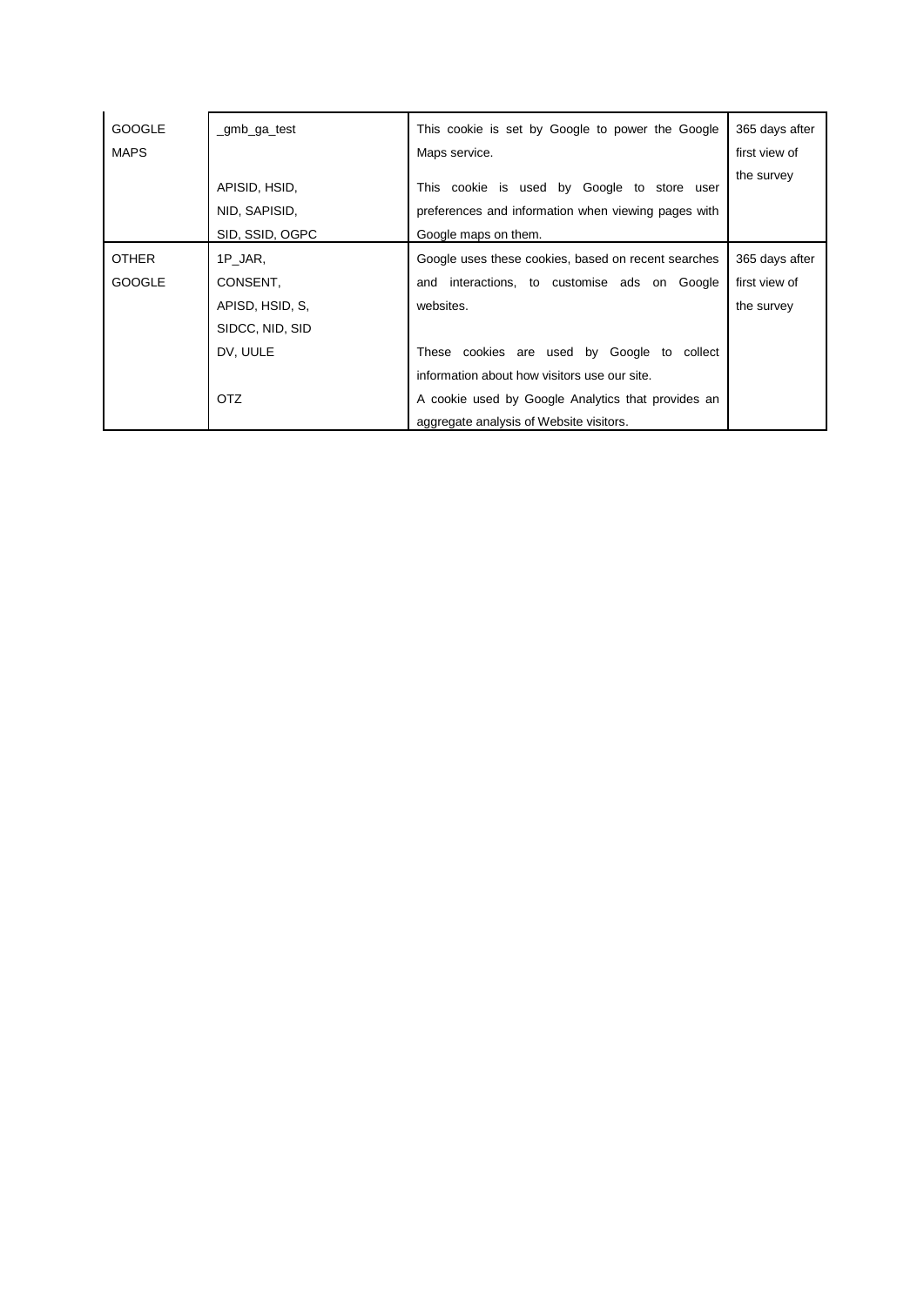| | | | |
|---|---|---|---|
| GOOGLE MAPS | _gmb_ga_test<br><br>APISID, HSID, NID, SAPISID, SID, SSID, OGPC | This cookie is set by Google to power the Google Maps service.<br><br>This cookie is used by Google to store user preferences and information when viewing pages with Google maps on them. | 365 days after first view of the survey |
| OTHER GOOGLE | 1P_JAR, CONSENT, APISD, HSID, S, SIDCC, NID, SID<br>DV, UULE<br><br>OTZ | Google uses these cookies, based on recent searches and interactions, to customise ads on Google websites.<br><br>These cookies are used by Google to collect information about how visitors use our site.<br>A cookie used by Google Analytics that provides an aggregate analysis of Website visitors. | 365 days after first view of the survey |